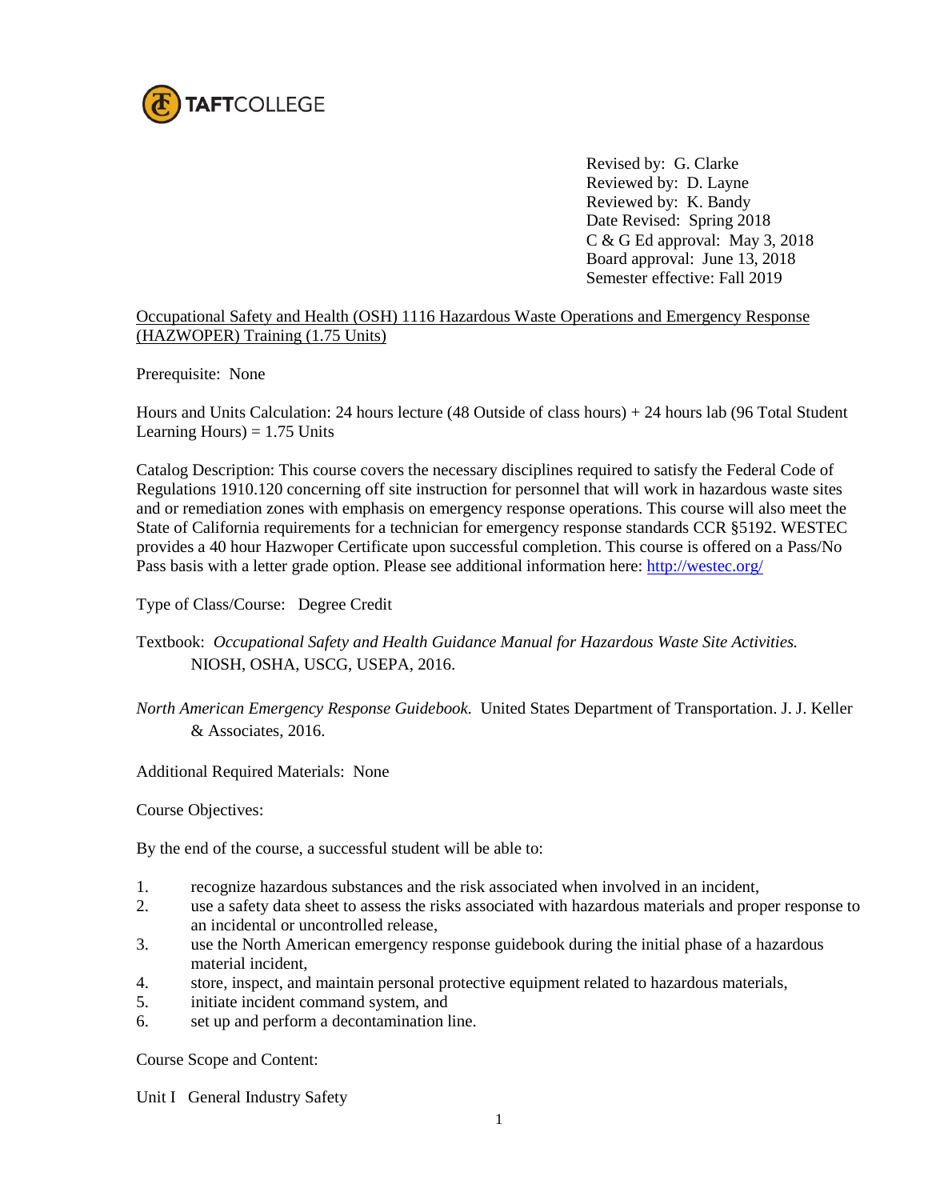TAFTCOLLEGE

Revised by: G. Clarke
Reviewed by: D. Layne
Reviewed by: K. Bandy
Date Revised: Spring 2018
C & G Ed approval: May 3, 2018
Board approval: June 13, 2018
Semester effective: Fall 2019

Occupational Safety and Health (OSH) 1116 Hazardous Waste Operations and Emergency Response (HAZWOPER) Training (1.75 Units)

Prerequisite: None

Hours and Units Calculation: 24 hours lecture (48 Outside of class hours) + 24 hours lab (96 Total Student Learning Hours) = 1.75 Units

Catalog Description: This course covers the necessary disciplines required to satisfy the Federal Code of Regulations 1910.120 concerning off site instruction for personnel that will work in hazardous waste sites and or remediation zones with emphasis on emergency response operations. This course will also meet the State of California requirements for a technician for emergency response standards CCR §5192. WESTEC provides a 40 hour Hazwoper Certificate upon successful completion. This course is offered on a Pass/No Pass basis with a letter grade option. Please see additional information here: [http://westec.org/](http://westec.org/)

Type of Class/Course: Degree Credit

Textbook: *Occupational Safety and Health Guidance Manual for Hazardous Waste Site Activities.* NIOSH, OSHA, USCG, USEPA, 2016.

*North American Emergency Response Guidebook.* United States Department of Transportation. J. J. Keller & Associates, 2016.

Additional Required Materials: None

Course Objectives:

By the end of the course, a successful student will be able to:

1. recognize hazardous substances and the risk associated when involved in an incident,
2. use a safety data sheet to assess the risks associated with hazardous materials and proper response to an incidental or uncontrolled release,
3. use the North American emergency response guidebook during the initial phase of a hazardous material incident,
4. store, inspect, and maintain personal protective equipment related to hazardous materials,
5. initiate incident command system, and
6. set up and perform a decontamination line.

Course Scope and Content:

Unit I General Industry Safety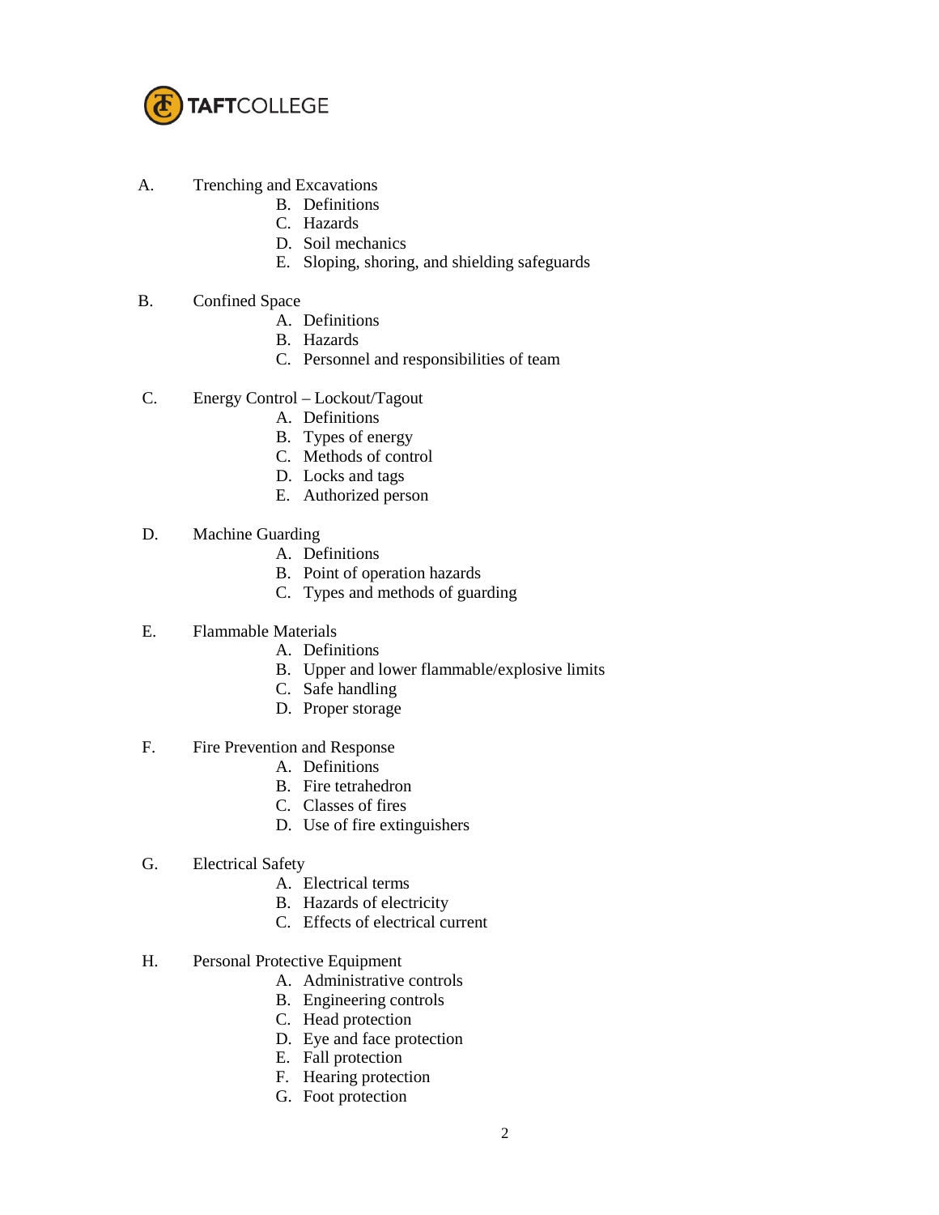A. Trenching and Excavations
   B. Definitions
   C. Hazards
   D. Soil mechanics
   E. Sloping, shoring, and shielding safeguards

B. Confined Space
   A. Definitions
   B. Hazards
   C. Personnel and responsibilities of team

C. Energy Control – Lockout/Tagout
   A. Definitions
   B. Types of energy
   C. Methods of control
   D. Locks and tags
   E. Authorized person

D. Machine Guarding
   A. Definitions
   B. Point of operation hazards
   C. Types and methods of guarding

E. Flammable Materials
   A. Definitions
   B. Upper and lower flammable/explosive limits
   C. Safe handling
   D. Proper storage

F. Fire Prevention and Response
   A. Definitions
   B. Fire tetrahedron
   C. Classes of fires
   D. Use of fire extinguishers

G. Electrical Safety
   A. Electrical terms
   B. Hazards of electricity
   C. Effects of electrical current

H. Personal Protective Equipment
   A. Administrative controls
   B. Engineering controls
   C. Head protection
   D. Eye and face protection
   E. Fall protection
   F. Hearing protection
   G. Foot protection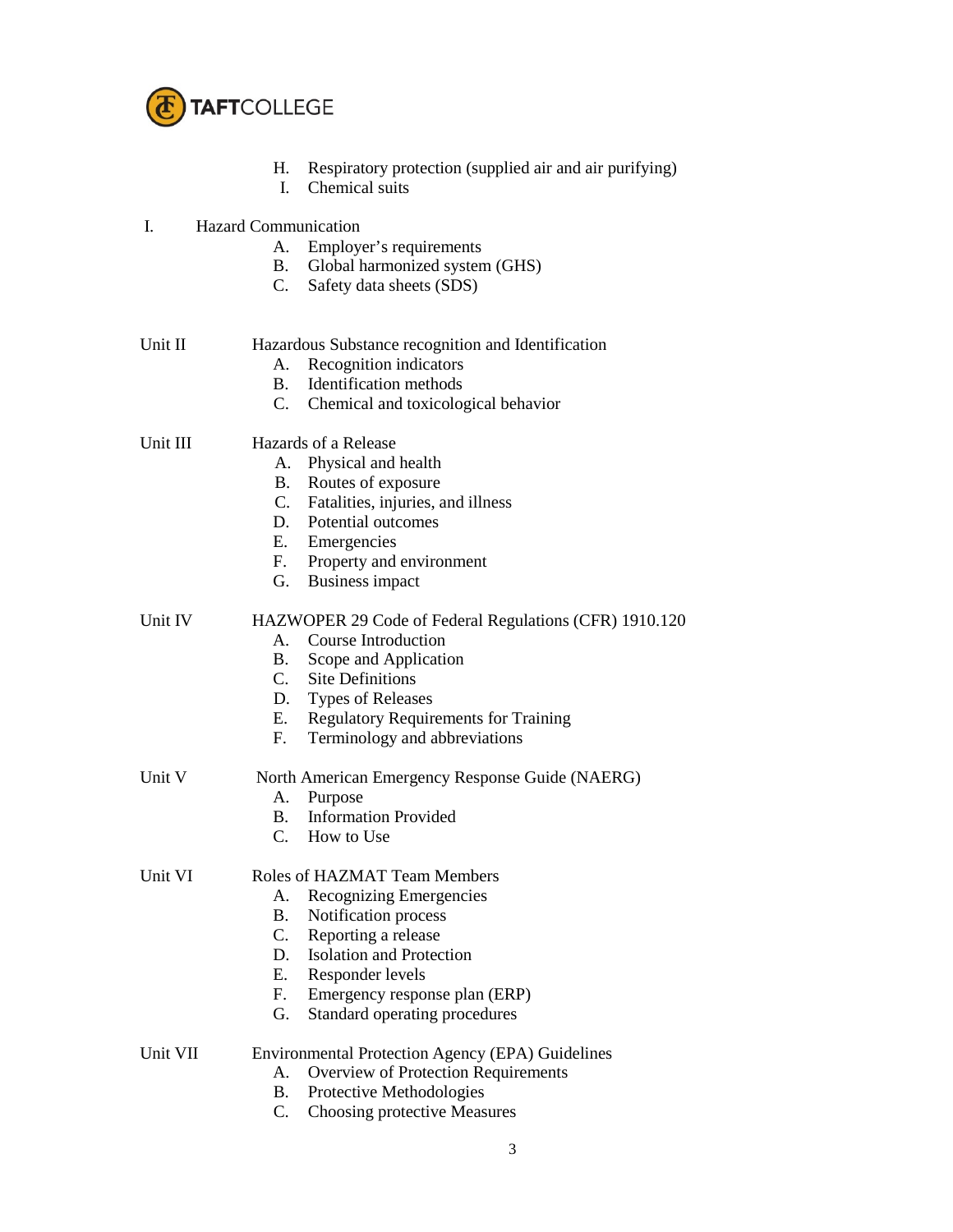H. Respiratory protection (supplied air and air purifying)
I. Chemical suits

I. Hazard Communication
- A. Employer's requirements
- B. Global harmonized system (GHS)
- C. Safety data sheets (SDS)

Unit II Hazardous Substance recognition and Identification
- A. Recognition indicators
- B. Identification methods
- C. Chemical and toxicological behavior

Unit III Hazards of a Release
- A. Physical and health
- B. Routes of exposure
- C. Fatalities, injuries, and illness
- D. Potential outcomes
- E. Emergencies
- F. Property and environment
- G. Business impact

Unit IV HAZWOPER 29 Code of Federal Regulations (CFR) 1910.120
- A. Course Introduction
- B. Scope and Application
- C. Site Definitions
- D. Types of Releases
- E. Regulatory Requirements for Training
- F. Terminology and abbreviations

Unit V North American Emergency Response Guide (NAERG)
- A. Purpose
- B. Information Provided
- C. How to Use

Unit VI Roles of HAZMAT Team Members
- A. Recognizing Emergencies
- B. Notification process
- C. Reporting a release
- D. Isolation and Protection
- E. Responder levels
- F. Emergency response plan (ERP)
- G. Standard operating procedures

Unit VII Environmental Protection Agency (EPA) Guidelines
- A. Overview of Protection Requirements
- B. Protective Methodologies
- C. Choosing protective Measures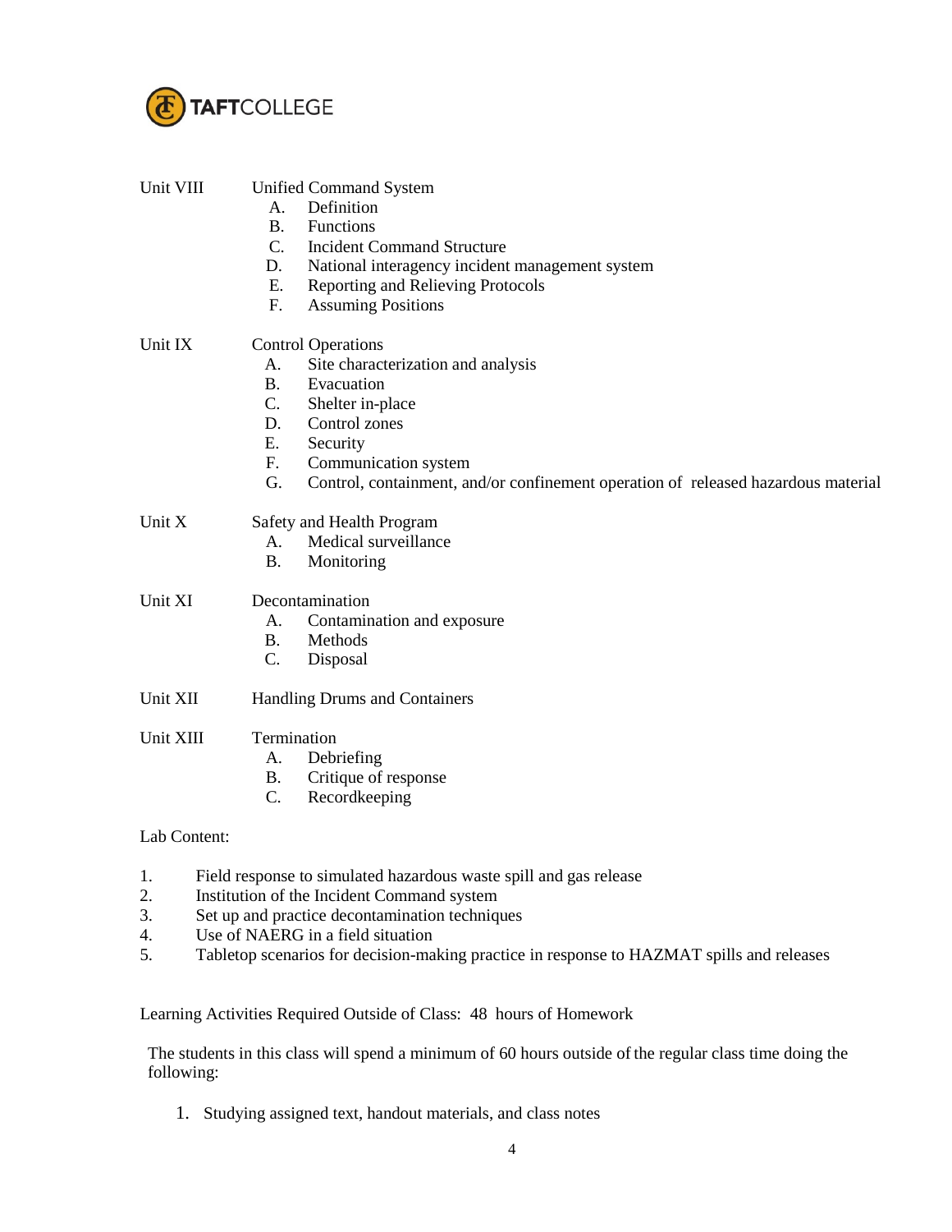Unit VIII Unified Command System

A. Definition
B. Functions
C. Incident Command Structure
D. National interagency incident management system
E. Reporting and Relieving Protocols
F. Assuming Positions

Unit IX Control Operations

A. Site characterization and analysis
B. Evacuation
C. Shelter in-place
D. Control zones
E. Security
F. Communication system
G. Control, containment, and/or confinement operation of released hazardous material

Unit X Safety and Health Program

A. Medical surveillance
B. Monitoring

Unit XI Decontamination

A. Contamination and exposure
B. Methods
C. Disposal

Unit XII Handling Drums and Containers

Unit XIII Termination

A. Debriefing
B. Critique of response
C. Recordkeeping

Lab Content:

1. Field response to simulated hazardous waste spill and gas release
2. Institution of the Incident Command system
3. Set up and practice decontamination techniques
4. Use of NAERG in a field situation
5. Tabletop scenarios for decision-making practice in response to HAZMAT spills and releases

Learning Activities Required Outside of Class: 48 hours of Homework

The students in this class will spend a minimum of 60 hours outside of the regular class time doing the following:

1. Studying assigned text, handout materials, and class notes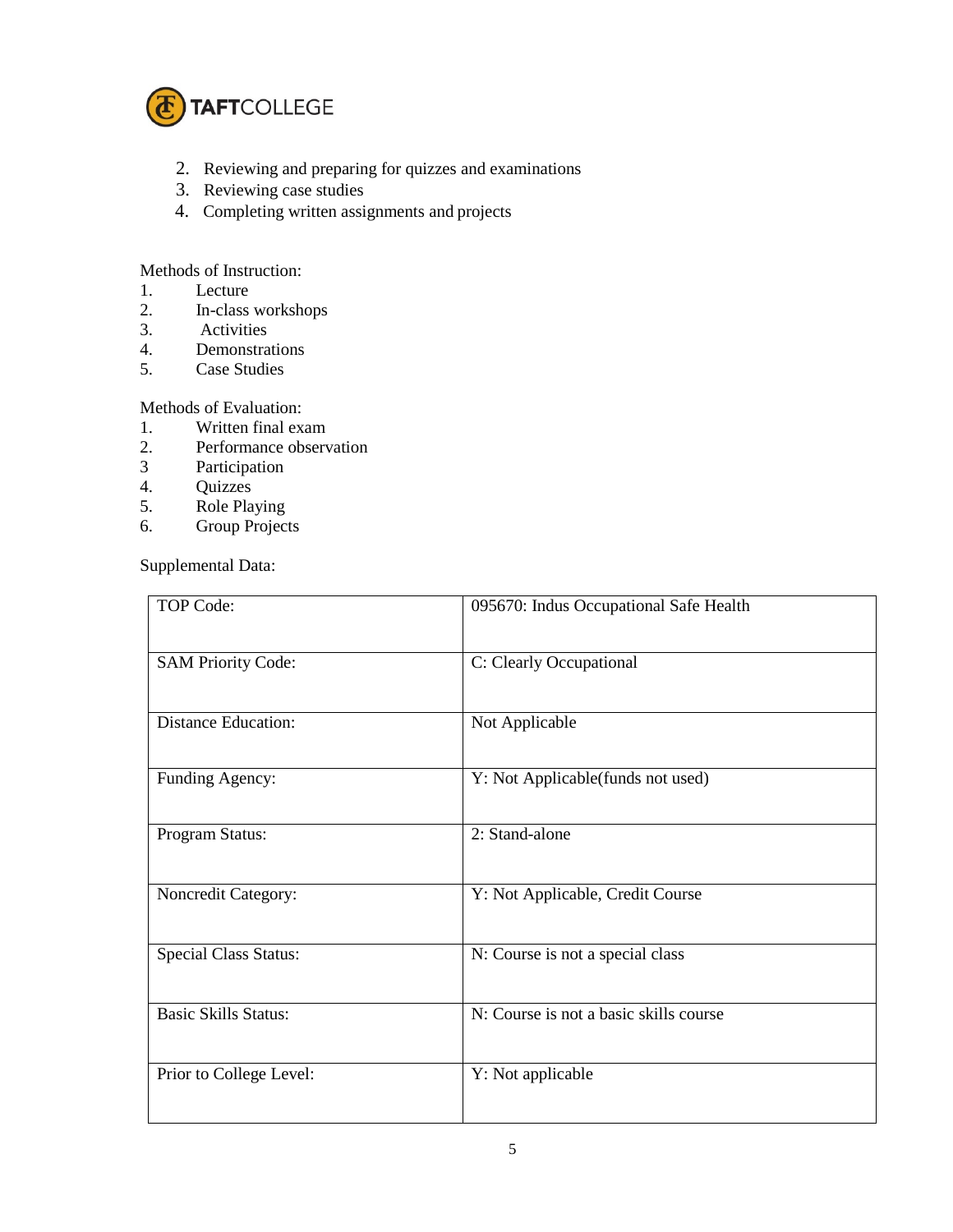2. Reviewing and preparing for quizzes and examinations
3. Reviewing case studies
4. Completing written assignments and projects

Methods of Instruction:

1. Lecture
2. In-class workshops
3. Activities
4. Demonstrations
5. Case Studies

Methods of Evaluation:

1. Written final exam
2. Performance observation
3. Participation
4. Quizzes
5. Role Playing
6. Group Projects

Supplemental Data:

| | |
|---|---|
| TOP Code: | 095670: Indus Occupational Safe Health |
| SAM Priority Code: | C: Clearly Occupational |
| Distance Education: | Not Applicable |
| Funding Agency: | Y: Not Applicable(funds not used) |
| Program Status: | 2: Stand-alone |
| Noncredit Category: | Y: Not Applicable, Credit Course |
| Special Class Status: | N: Course is not a special class |
| Basic Skills Status: | N: Course is not a basic skills course |
| Prior to College Level: | Y: Not applicable |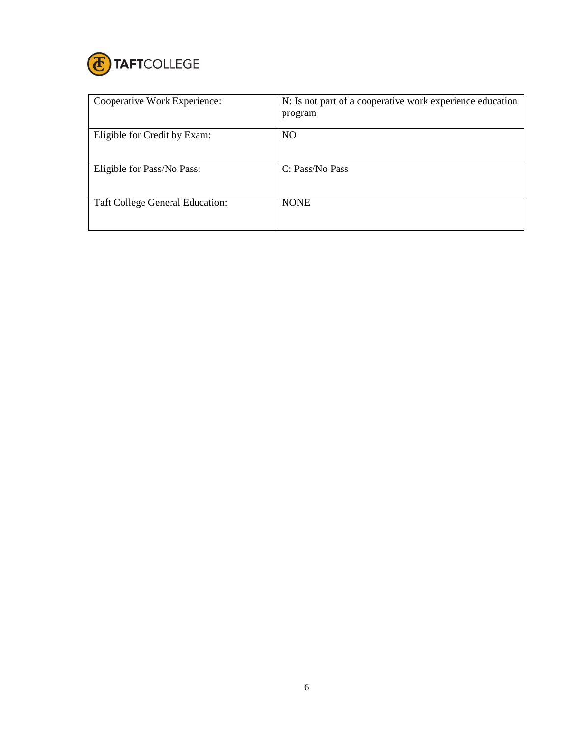| | |
|---|---|
| Cooperative Work Experience: | N: Is not part of a cooperative work experience education program |
| Eligible for Credit by Exam: | NO |
| Eligible for Pass/No Pass: | C: Pass/No Pass |
| Taft College General Education: | NONE |